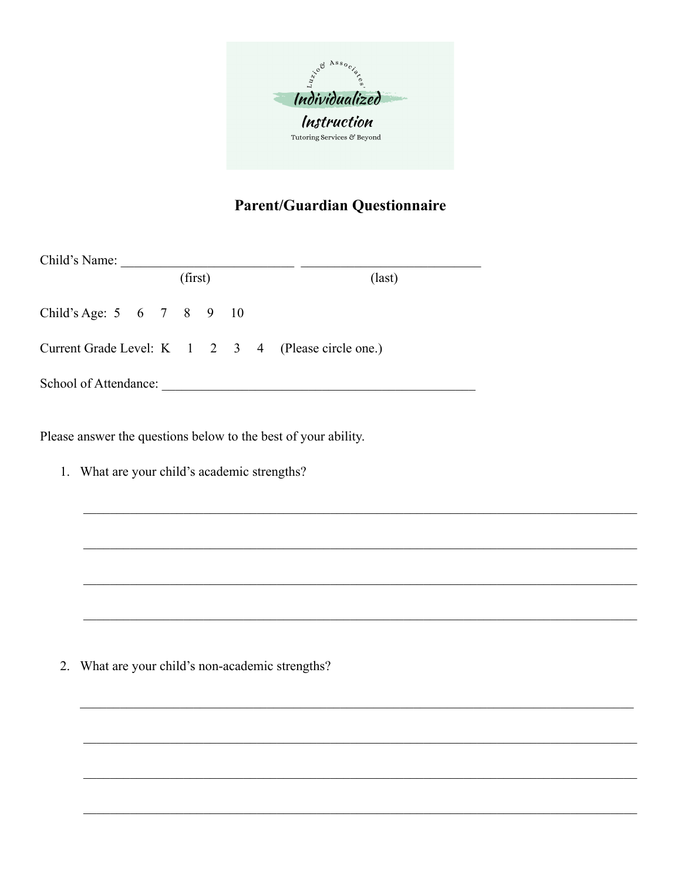Luzio & Associates'

Individualized Instruction

Tutoring Services & Beyond

## Parent/Guardian Questionnaire

Child's Name: __________________________ ___________________________
(first) (last)

Child's Age: 5 6 7 8 9 10

Current Grade Level: K 1 2 3 4 (Please circle one.)

School of Attendance: _________________________________________________

Please answer the questions below to the best of your ability.

1. What are your child's academic strengths?

_____________________________________________________________________________________

_____________________________________________________________________________________

_____________________________________________________________________________________

_____________________________________________________________________________________

2. What are your child's non-academic strengths?

_____________________________________________________________________________________

_____________________________________________________________________________________

_____________________________________________________________________________________

_____________________________________________________________________________________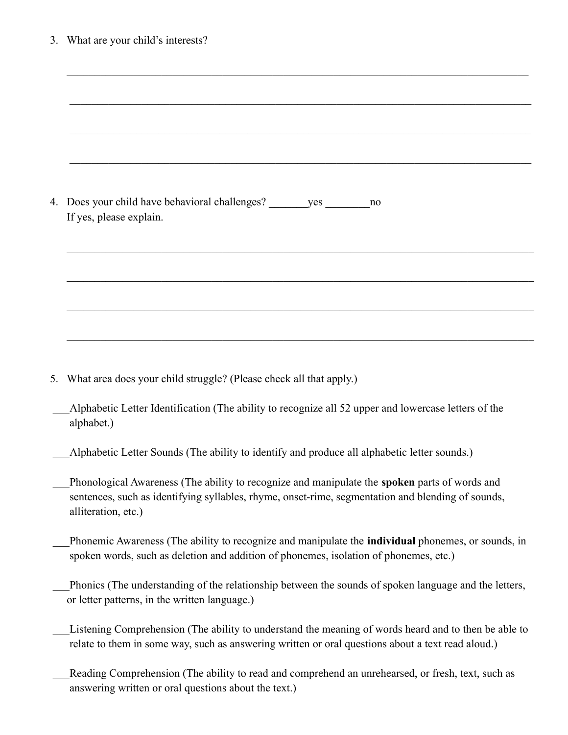3. What are your child's interests?

____________________________________________________________________________________

____________________________________________________________________________________

____________________________________________________________________________________

____________________________________________________________________________________

4. Does your child have behavioral challenges? _______yes ________no
   If yes, please explain.

____________________________________________________________________________________

____________________________________________________________________________________

____________________________________________________________________________________

____________________________________________________________________________________

5. What area does your child struggle? (Please check all that apply.)

___Alphabetic Letter Identification (The ability to recognize all 52 upper and lowercase letters of the alphabet.)

___Alphabetic Letter Sounds (The ability to identify and produce all alphabetic letter sounds.)

___Phonological Awareness (The ability to recognize and manipulate the **spoken** parts of words and sentences, such as identifying syllables, rhyme, onset-rime, segmentation and blending of sounds, alliteration, etc.)

___Phonemic Awareness (The ability to recognize and manipulate the **individual** phonemes, or sounds, in spoken words, such as deletion and addition of phonemes, isolation of phonemes, etc.)

___Phonics (The understanding of the relationship between the sounds of spoken language and the letters, or letter patterns, in the written language.)

___Listening Comprehension (The ability to understand the meaning of words heard and to then be able to relate to them in some way, such as answering written or oral questions about a text read aloud.)

___Reading Comprehension (The ability to read and comprehend an unrehearsed, or fresh, text, such as answering written or oral questions about the text.)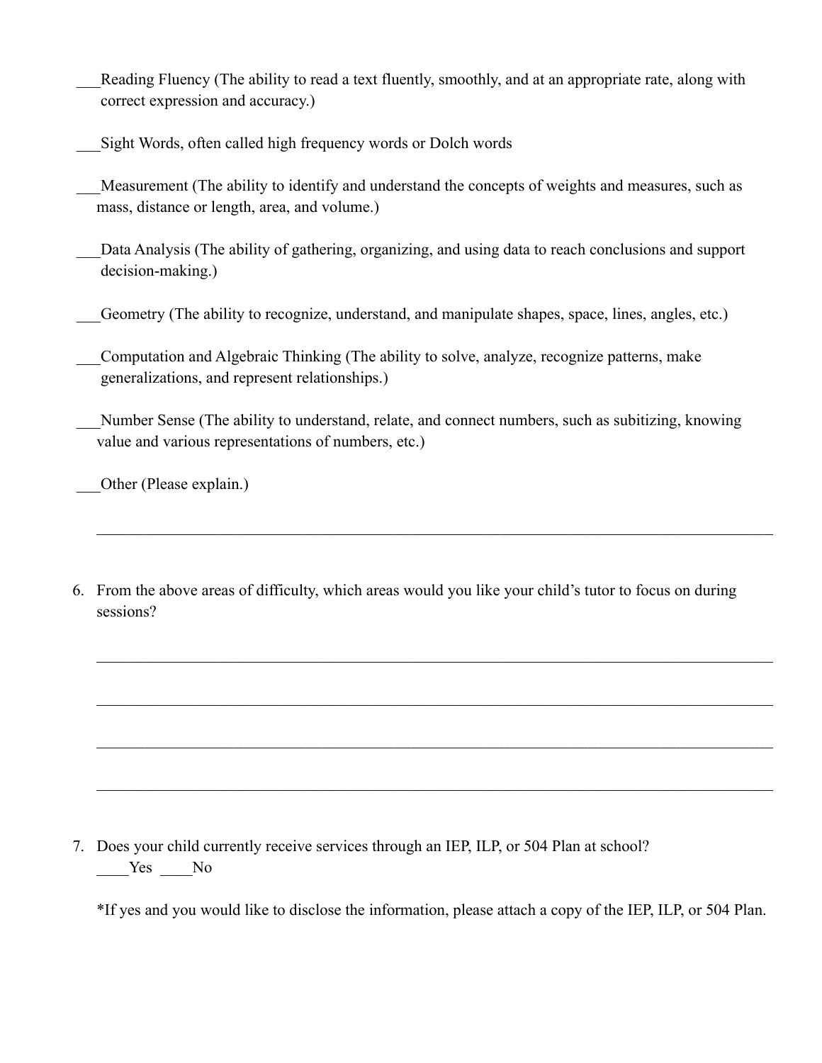___Reading Fluency (The ability to read a text fluently, smoothly, and at an appropriate rate, along with correct expression and accuracy.)

___Sight Words, often called high frequency words or Dolch words

___Measurement (The ability to identify and understand the concepts of weights and measures, such as mass, distance or length, area, and volume.)

___Data Analysis (The ability of gathering, organizing, and using data to reach conclusions and support decision-making.)

___Geometry (The ability to recognize, understand, and manipulate shapes, space, lines, angles, etc.)

___Computation and Algebraic Thinking (The ability to solve, analyze, recognize patterns, make generalizations, and represent relationships.)

___Number Sense (The ability to understand, relate, and connect numbers, such as subitizing, knowing value and various representations of numbers, etc.)

___Other (Please explain.)

______________________________________________________________________________

6. From the above areas of difficulty, which areas would you like your child's tutor to focus on during sessions?

______________________________________________________________________________

______________________________________________________________________________

______________________________________________________________________________

______________________________________________________________________________

7. Does your child currently receive services through an IEP, ILP, or 504 Plan at school?
   ____Yes ____No

   *If yes and you would like to disclose the information, please attach a copy of the IEP, ILP, or 504 Plan.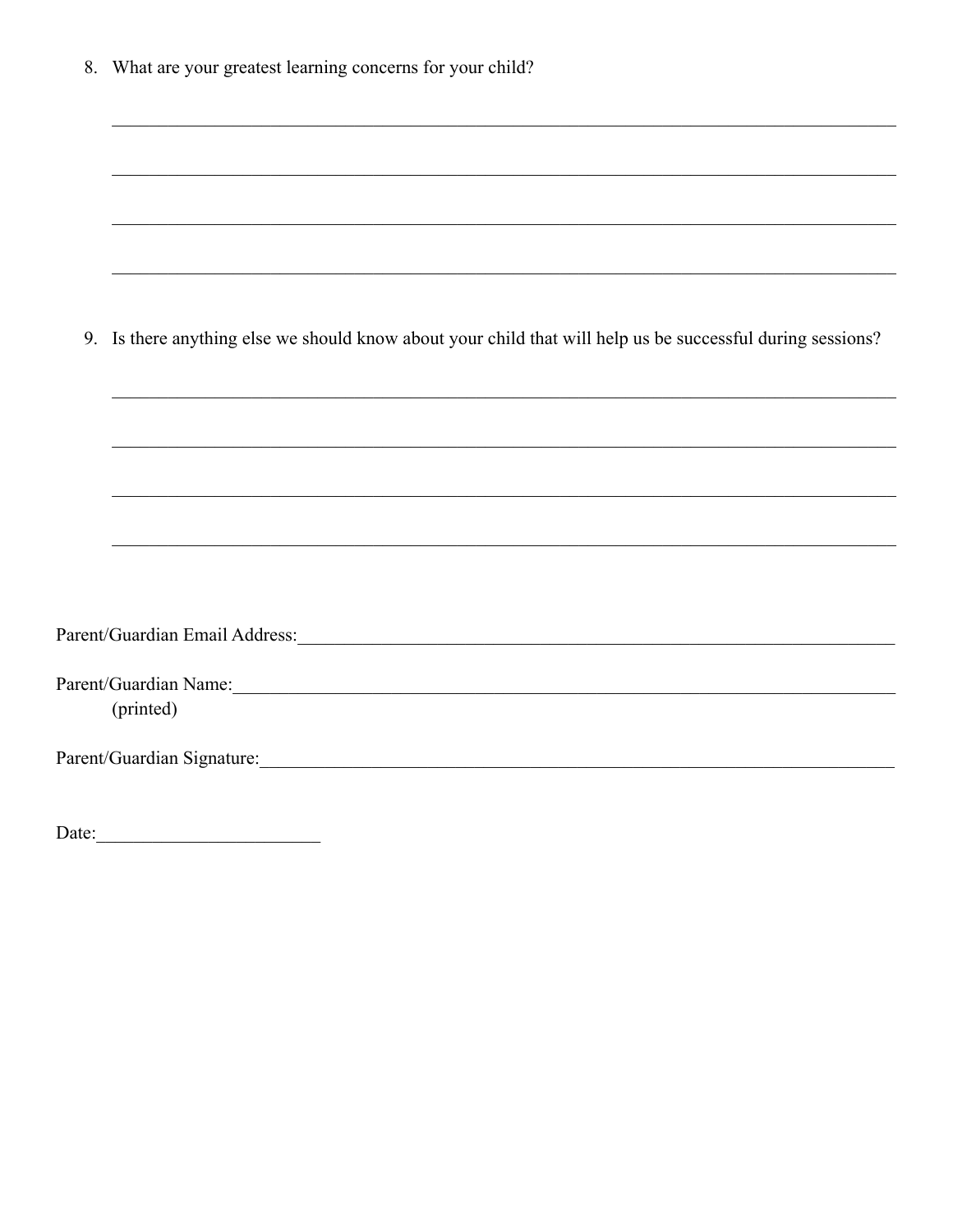8. What are your greatest learning concerns for your child?

___________________________________________________________________________

___________________________________________________________________________

___________________________________________________________________________

___________________________________________________________________________

9. Is there anything else we should know about your child that will help us be successful during sessions?

___________________________________________________________________________

___________________________________________________________________________

___________________________________________________________________________

___________________________________________________________________________

Parent/Guardian Email Address:_______________________________________________________

Parent/Guardian Name:_____________________________________________________________
(printed)

Parent/Guardian Signature:__________________________________________________________

Date:________________________